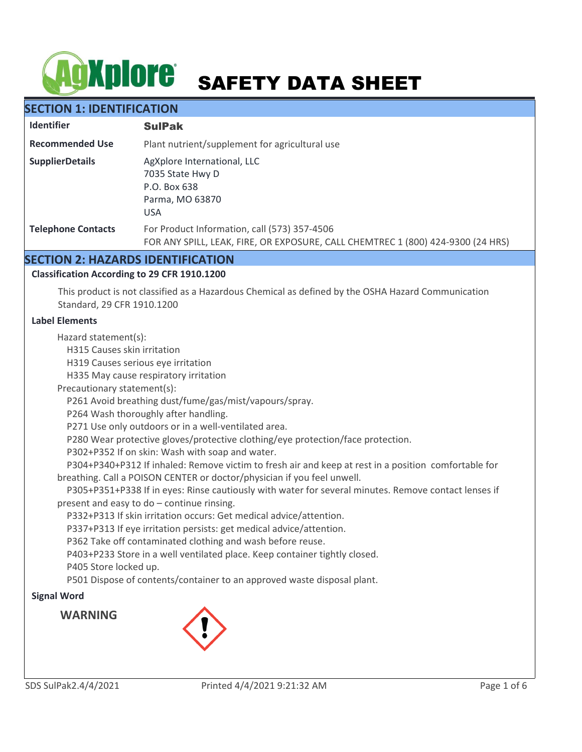# SAFETY DATA SHEET

## SECTION 1: IDENTIFICATION

| | |
|---|---|
| **Identifier** | **SulPak** |
| **Recommended Use** | Plant nutrient/supplement for agricultural use |
| **SupplierDetails** | AgXplore International, LLC<br>7035 State Hwy D<br>P.O. Box 638<br>Parma, MO 63870<br>USA |
| **Telephone Contacts** | For Product Information, call (573) 357-4506<br>FOR ANY SPILL, LEAK, FIRE, OR EXPOSURE, CALL CHEMTREC 1 (800) 424-9300 (24 HRS) |

## SECTION 2: HAZARDS IDENTIFICATION

### Classification According to 29 CFR 1910.1200

This product is not classified as a Hazardous Chemical as defined by the OSHA Hazard Communication Standard, 29 CFR 1910.1200

### Label Elements

Hazard statement(s):

H315 Causes skin irritation
H319 Causes serious eye irritation
H335 May cause respiratory irritation

Precautionary statement(s):

P261 Avoid breathing dust/fume/gas/mist/vapours/spray.
P264 Wash thoroughly after handling.
P271 Use only outdoors or in a well-ventilated area.
P280 Wear protective gloves/protective clothing/eye protection/face protection.
P302+P352 If on skin: Wash with soap and water.
P304+P340+P312 If inhaled: Remove victim to fresh air and keep at rest in a position comfortable for breathing. Call a POISON CENTER or doctor/physician if you feel unwell.
P305+P351+P338 If in eyes: Rinse cautiously with water for several minutes. Remove contact lenses if present and easy to do – continue rinsing.
P332+P313 If skin irritation occurs: Get medical advice/attention.
P337+P313 If eye irritation persists: get medical advice/attention.
P362 Take off contaminated clothing and wash before reuse.
P403+P233 Store in a well ventilated place. Keep container tightly closed.
P405 Store locked up.
P501 Dispose of contents/container to an approved waste disposal plant.

### Signal Word

**WARNING**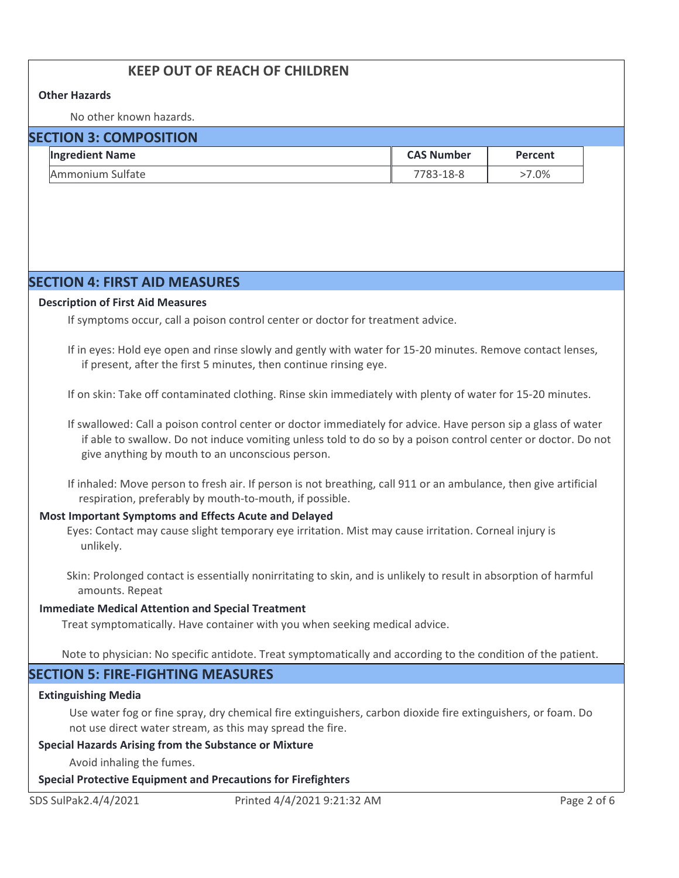## KEEP OUT OF REACH OF CHILDREN

**Other Hazards**

No other known hazards.

## SECTION 3: COMPOSITION

| Ingredient Name | CAS Number | Percent |
| --- | --- | --- |
| Ammonium Sulfate | 7783-18-8 | >7.0% |

## SECTION 4: FIRST AID MEASURES

**Description of First Aid Measures**

If symptoms occur, call a poison control center or doctor for treatment advice.

If in eyes: Hold eye open and rinse slowly and gently with water for 15-20 minutes. Remove contact lenses, if present, after the first 5 minutes, then continue rinsing eye.

If on skin: Take off contaminated clothing. Rinse skin immediately with plenty of water for 15-20 minutes.

If swallowed: Call a poison control center or doctor immediately for advice. Have person sip a glass of water if able to swallow. Do not induce vomiting unless told to do so by a poison control center or doctor. Do not give anything by mouth to an unconscious person.

If inhaled: Move person to fresh air. If person is not breathing, call 911 or an ambulance, then give artificial respiration, preferably by mouth-to-mouth, if possible.

**Most Important Symptoms and Effects Acute and Delayed**

Eyes: Contact may cause slight temporary eye irritation. Mist may cause irritation. Corneal injury is unlikely.

Skin: Prolonged contact is essentially nonirritating to skin, and is unlikely to result in absorption of harmful amounts. Repeat

**Immediate Medical Attention and Special Treatment**

Treat symptomatically. Have container with you when seeking medical advice.

Note to physician: No specific antidote. Treat symptomatically and according to the condition of the patient.

## SECTION 5: FIRE-FIGHTING MEASURES

**Extinguishing Media**

Use water fog or fine spray, dry chemical fire extinguishers, carbon dioxide fire extinguishers, or foam. Do not use direct water stream, as this may spread the fire.

**Special Hazards Arising from the Substance or Mixture**

Avoid inhaling the fumes.

**Special Protective Equipment and Precautions for Firefighters**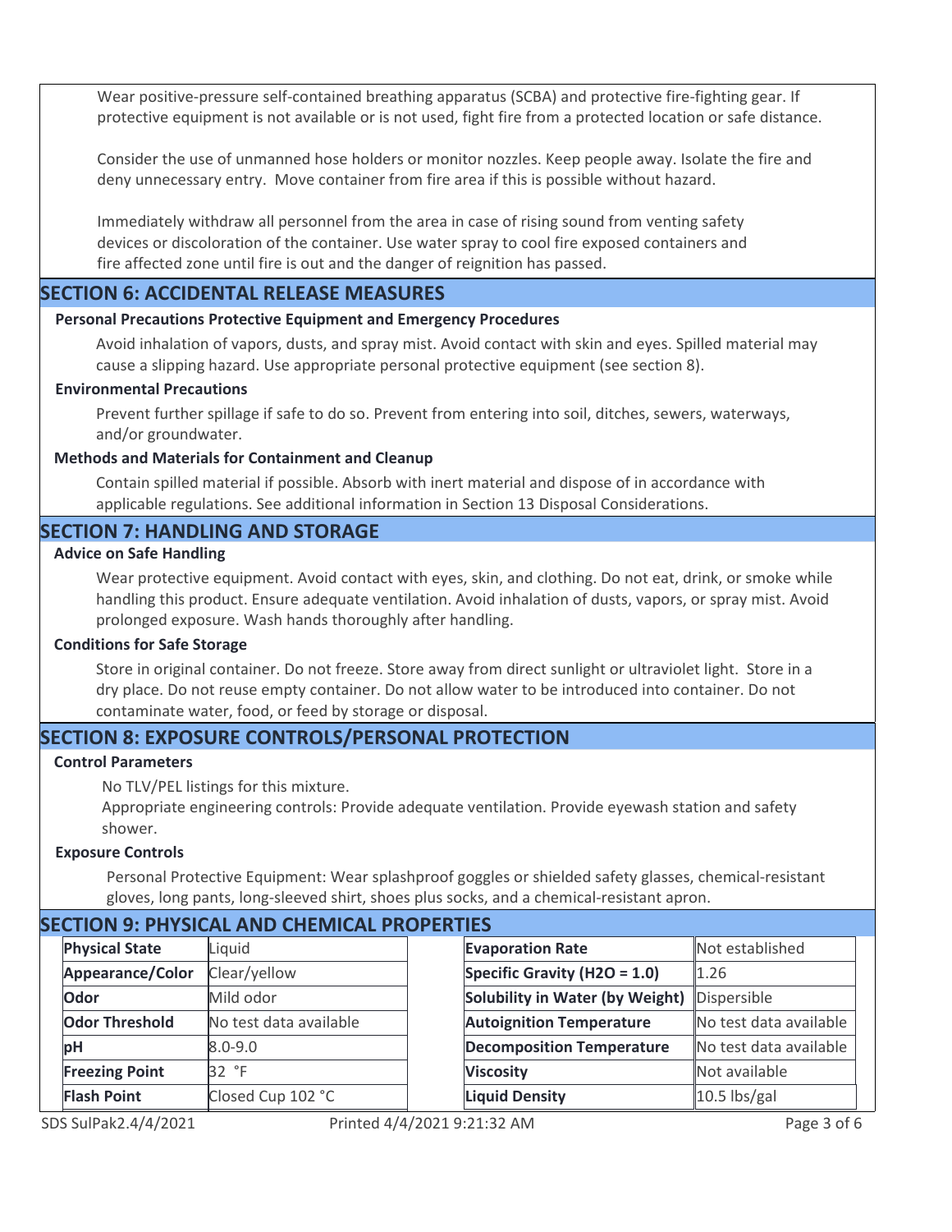Wear positive-pressure self-contained breathing apparatus (SCBA) and protective fire-fighting gear. If protective equipment is not available or is not used, fight fire from a protected location or safe distance.

Consider the use of unmanned hose holders or monitor nozzles. Keep people away. Isolate the fire and deny unnecessary entry. Move container from fire area if this is possible without hazard.

Immediately withdraw all personnel from the area in case of rising sound from venting safety devices or discoloration of the container. Use water spray to cool fire exposed containers and fire affected zone until fire is out and the danger of reignition has passed.

## SECTION 6: ACCIDENTAL RELEASE MEASURES

### Personal Precautions Protective Equipment and Emergency Procedures

Avoid inhalation of vapors, dusts, and spray mist. Avoid contact with skin and eyes. Spilled material may cause a slipping hazard. Use appropriate personal protective equipment (see section 8).

### Environmental Precautions

Prevent further spillage if safe to do so. Prevent from entering into soil, ditches, sewers, waterways, and/or groundwater.

### Methods and Materials for Containment and Cleanup

Contain spilled material if possible. Absorb with inert material and dispose of in accordance with applicable regulations. See additional information in Section 13 Disposal Considerations.

## SECTION 7: HANDLING AND STORAGE

### Advice on Safe Handling

Wear protective equipment. Avoid contact with eyes, skin, and clothing. Do not eat, drink, or smoke while handling this product. Ensure adequate ventilation. Avoid inhalation of dusts, vapors, or spray mist. Avoid prolonged exposure. Wash hands thoroughly after handling.

### Conditions for Safe Storage

Store in original container. Do not freeze. Store away from direct sunlight or ultraviolet light. Store in a dry place. Do not reuse empty container. Do not allow water to be introduced into container. Do not contaminate water, food, or feed by storage or disposal.

## SECTION 8: EXPOSURE CONTROLS/PERSONAL PROTECTION

### Control Parameters

No TLV/PEL listings for this mixture.
Appropriate engineering controls: Provide adequate ventilation. Provide eyewash station and safety shower.

### Exposure Controls

Personal Protective Equipment: Wear splashproof goggles or shielded safety glasses, chemical-resistant gloves, long pants, long-sleeved shirt, shoes plus socks, and a chemical-resistant apron.

## SECTION 9: PHYSICAL AND CHEMICAL PROPERTIES

| Property | Value |
|---|---|
| **Physical State** | Liquid |
| **Appearance/Color** | Clear/yellow |
| **Odor** | Mild odor |
| **Odor Threshold** | No test data available |
| **pH** | 8.0-9.0 |
| **Freezing Point** | 32 °F |
| **Flash Point** | Closed Cup 102 °C |

| Property | Value |
|---|---|
| **Evaporation Rate** | Not established |
| **Specific Gravity ($H_2O$ = 1.0)** | 1.26 |
| **Solubility in Water (by Weight)** | Dispersible |
| **Autoignition Temperature** | No test data available |
| **Decomposition Temperature** | No test data available |
| **Viscosity** | Not available |
| **Liquid Density** | 10.5 lbs/gal |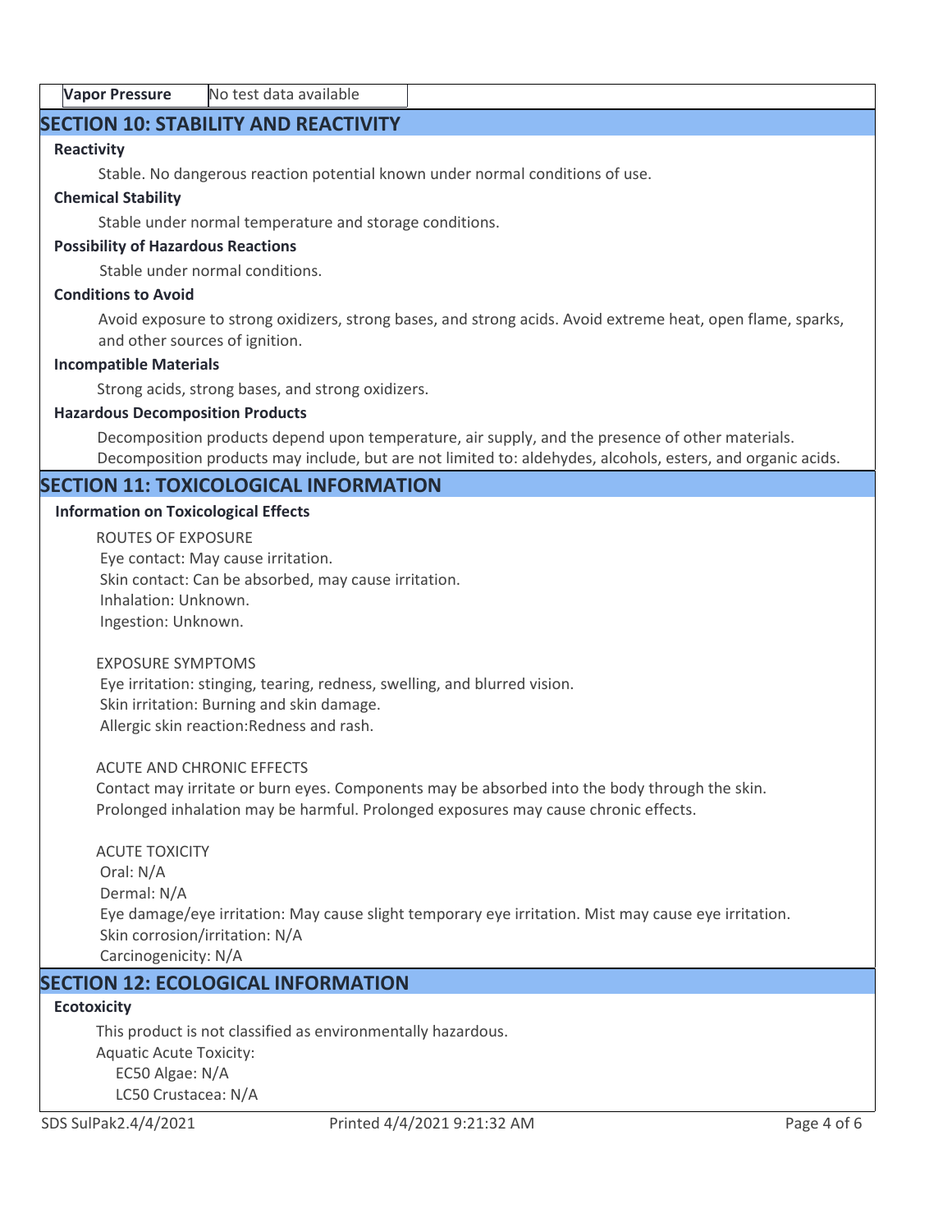| **Vapor Pressure** | No test data available |
| --- | --- |

## SECTION 10: STABILITY AND REACTIVITY

**Reactivity**

Stable. No dangerous reaction potential known under normal conditions of use.

**Chemical Stability**

Stable under normal temperature and storage conditions.

**Possibility of Hazardous Reactions**

Stable under normal conditions.

**Conditions to Avoid**

Avoid exposure to strong oxidizers, strong bases, and strong acids. Avoid extreme heat, open flame, sparks, and other sources of ignition.

**Incompatible Materials**

Strong acids, strong bases, and strong oxidizers.

**Hazardous Decomposition Products**

Decomposition products depend upon temperature, air supply, and the presence of other materials. Decomposition products may include, but are not limited to: aldehydes, alcohols, esters, and organic acids.

## SECTION 11: TOXICOLOGICAL INFORMATION

**Information on Toxicological Effects**

ROUTES OF EXPOSURE
Eye contact: May cause irritation.
Skin contact: Can be absorbed, may cause irritation.
Inhalation: Unknown.
Ingestion: Unknown.

EXPOSURE SYMPTOMS
Eye irritation: stinging, tearing, redness, swelling, and blurred vision.
Skin irritation: Burning and skin damage.
Allergic skin reaction:Redness and rash.

ACUTE AND CHRONIC EFFECTS
Contact may irritate or burn eyes. Components may be absorbed into the body through the skin.
Prolonged inhalation may be harmful. Prolonged exposures may cause chronic effects.

ACUTE TOXICITY
Oral: N/A
Dermal: N/A
Eye damage/eye irritation: May cause slight temporary eye irritation. Mist may cause eye irritation.
Skin corrosion/irritation: N/A
Carcinogenicity: N/A

## SECTION 12: ECOLOGICAL INFORMATION

**Ecotoxicity**

This product is not classified as environmentally hazardous.
Aquatic Acute Toxicity:
EC50 Algae: N/A
LC50 Crustacea: N/A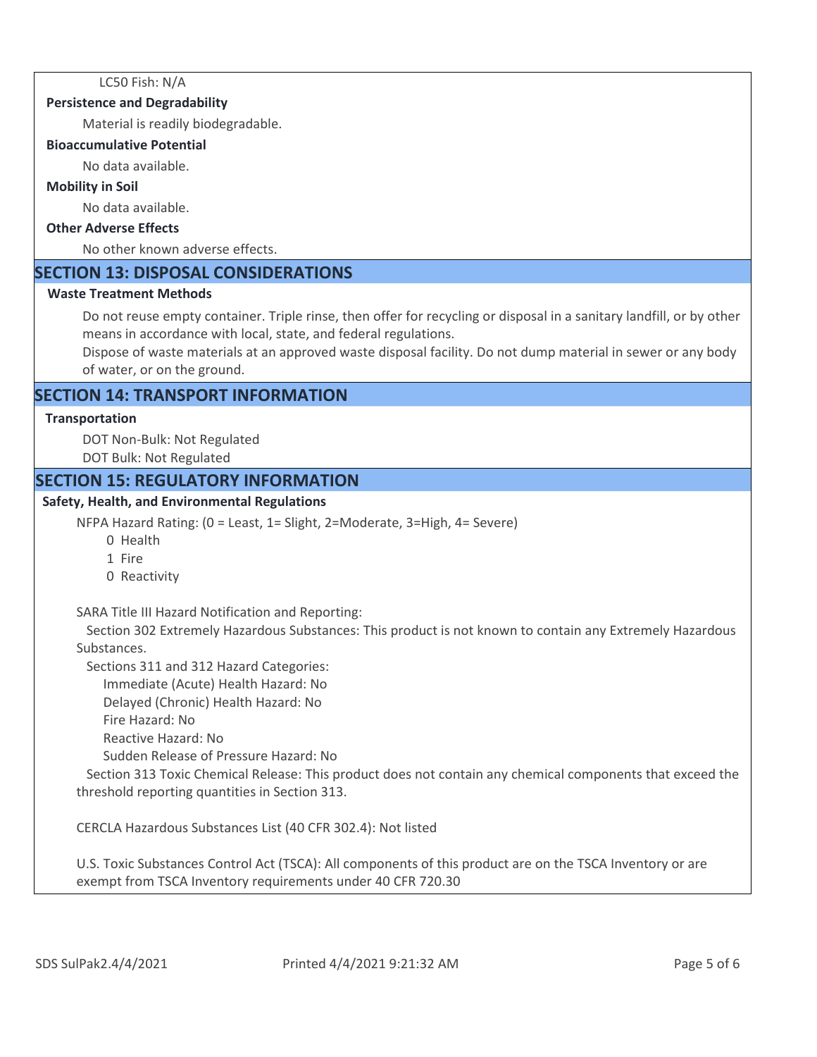LC50 Fish: N/A

**Persistence and Degradability**

Material is readily biodegradable.

**Bioaccumulative Potential**

No data available.

**Mobility in Soil**

No data available.

**Other Adverse Effects**

No other known adverse effects.

## SECTION 13: DISPOSAL CONSIDERATIONS

**Waste Treatment Methods**

Do not reuse empty container. Triple rinse, then offer for recycling or disposal in a sanitary landfill, or by other means in accordance with local, state, and federal regulations.
Dispose of waste materials at an approved waste disposal facility. Do not dump material in sewer or any body of water, or on the ground.

## SECTION 14: TRANSPORT INFORMATION

**Transportation**

DOT Non-Bulk: Not Regulated
DOT Bulk: Not Regulated

## SECTION 15: REGULATORY INFORMATION

**Safety, Health, and Environmental Regulations**

NFPA Hazard Rating: (0 = Least, 1= Slight, 2=Moderate, 3=High, 4= Severe)

- 0 Health
- 1 Fire
- 0 Reactivity

SARA Title III Hazard Notification and Reporting:

Section 302 Extremely Hazardous Substances: This product is not known to contain any Extremely Hazardous Substances.

Sections 311 and 312 Hazard Categories:

- Immediate (Acute) Health Hazard: No
- Delayed (Chronic) Health Hazard: No
- Fire Hazard: No
- Reactive Hazard: No
- Sudden Release of Pressure Hazard: No

Section 313 Toxic Chemical Release: This product does not contain any chemical components that exceed the threshold reporting quantities in Section 313.

CERCLA Hazardous Substances List (40 CFR 302.4): Not listed

U.S. Toxic Substances Control Act (TSCA): All components of this product are on the TSCA Inventory or are exempt from TSCA Inventory requirements under 40 CFR 720.30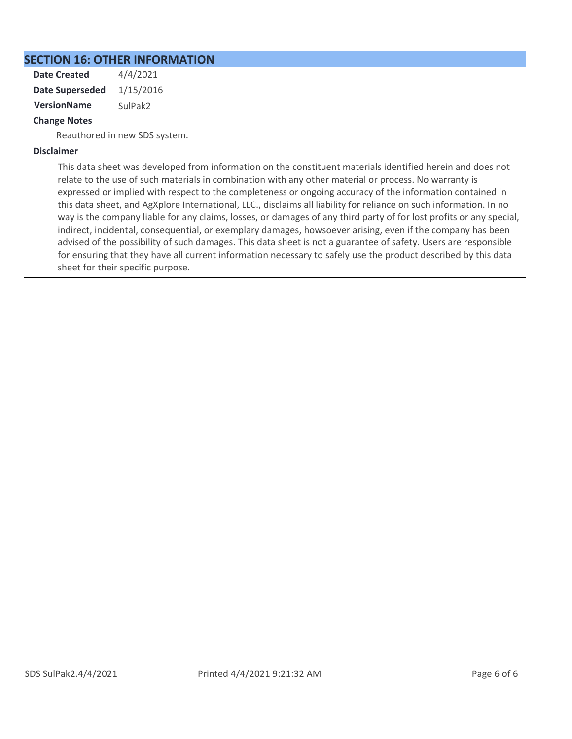## SECTION 16: OTHER INFORMATION

**Date Created** 4/4/2021

**Date Superseded** 1/15/2016

**VersionName** SulPak2

**Change Notes**

Reauthored in new SDS system.

**Disclaimer**

This data sheet was developed from information on the constituent materials identified herein and does not relate to the use of such materials in combination with any other material or process. No warranty is expressed or implied with respect to the completeness or ongoing accuracy of the information contained in this data sheet, and AgXplore International, LLC., disclaims all liability for reliance on such information. In no way is the company liable for any claims, losses, or damages of any third party of for lost profits or any special, indirect, incidental, consequential, or exemplary damages, howsoever arising, even if the company has been advised of the possibility of such damages. This data sheet is not a guarantee of safety. Users are responsible for ensuring that they have all current information necessary to safely use the product described by this data sheet for their specific purpose.